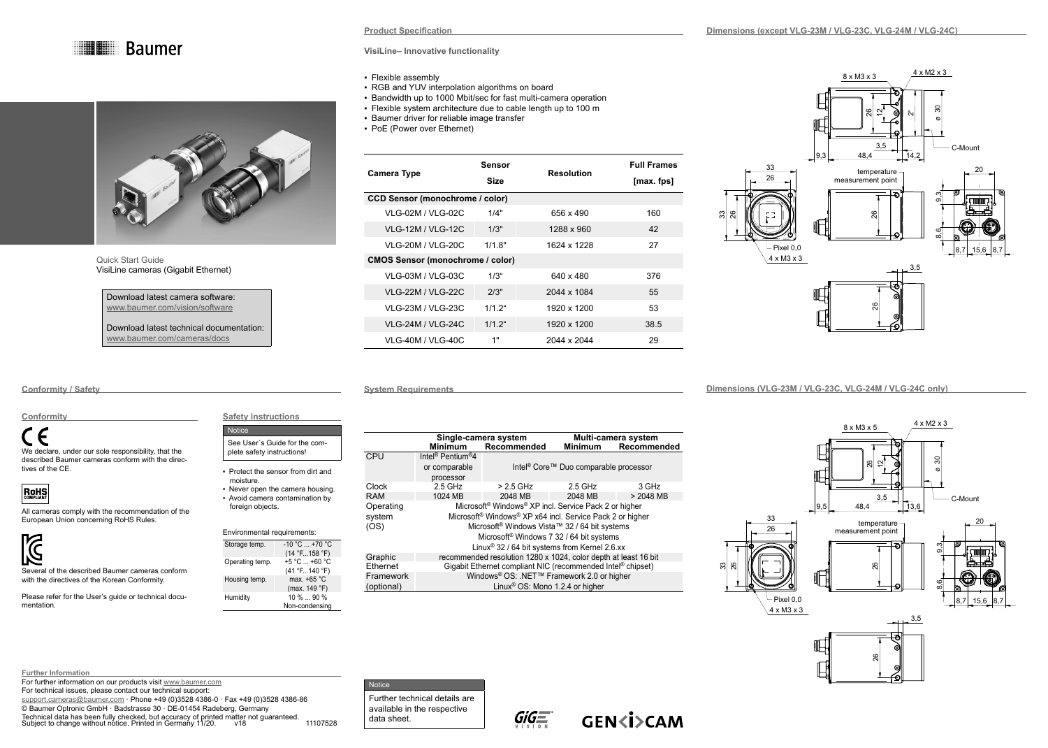# Baumer

Quick Start Guide
VisiLine cameras (Gigabit Ethernet)

Download latest camera software:
www.baumer.com/vision/software

Download latest technical documentation:
www.baumer.com/cameras/docs

## Product Specification

**VisiLine– Innovative functionality**

- Flexible assembly
- RGB and YUV interpolation algorithms on board
- Bandwidth up to 1000 Mbit/sec for fast multi-camera operation
- Flexible system architecture due to cable length up to 100 m
- Baumer driver for reliable image transfer
- PoE (Power over Ethernet)

| Camera Type | Sensor Size | Resolution | Full Frames [max. fps] |
|---|---|---|---|
| **CCD Sensor (monochrome / color)** | | | |
| VLG-02M / VLG-02C | 1/4" | 656 x 490 | 160 |
| VLG-12M / VLG-12C | 1/3" | 1288 x 960 | 42 |
| VLG-20M / VLG-20C | 1/1.8" | 1624 x 1228 | 27 |
| **CMOS Sensor (monochrome / color)** | | | |
| VLG-03M / VLG-03C | 1/3" | 640 x 480 | 376 |
| VLG-22M / VLG-22C | 2/3" | 2044 x 1084 | 55 |
| VLG-23M / VLG-23C | 1/1.2" | 1920 x 1200 | 53 |
| VLG-24M / VLG-24C | 1/1.2" | 1920 x 1200 | 38.5 |
| VLG-40M / VLG-40C | 1" | 2044 x 2044 | 29 |

## Dimensions (except VLG-23M / VLG-23C, VLG-24M / VLG-24C)

8 x M3 x 3; 4 x M2 x 3; 26; 12; 2; ø 30; 3,5; 9,3; 48,4; 14,2; C-Mount; 33; 26; temperature measurement point; 20; 9,3; 33; 26; 26; 8,6; Pixel 0,0; 4 x M3 x 3; 8,7; 15,6; 8,7; 3,5; 26

## Dimensions (VLG-23M / VLG-23C, VLG-24M / VLG-24C only)

8 x M3 x 5; 4 x M2 x 3; 26; 12; ø 30; 3,5; 9,5; 48,4; 13,6; C-Mount; 33; 26; temperature measurement point; 20; 9,3; 33; 26; 26; 8,6; Pixel 0,0; 4 x M3 x 3; 8,7; 15,6; 8,7; 3,5; 26

## Conformity / Safety

### Conformity

CE

We declare, under our sole responsibility, that the described Baumer cameras conform with the directives of the CE.

RoHS COMPLIANT

All cameras comply with the recommendation of the European Union concerning RoHS Rules.

Several of the described Baumer cameras conform with the directives of the Korean Conformity.

Please refer for the User's guide or technical documentation.

### Safety instructions

**Notice**

See User´s Guide for the complete safety instructions!

- Protect the sensor from dirt and moisture.
- Never open the camera housing.
- Avoid camera contamination by foreign objects.

Environmental requirements:

| | |
|---|---|
| Storage temp. | -10 °C ... +70 °C (14 °F...158 °F) |
| Operating temp. | +5 °C ... +60 °C (41 °F...140 °F) |
| Housing temp. | max. +65 °C (max. 149 °F) |
| Humidity | 10 % ... 90 % Non-condensing |

## System Requirements

| | Single-camera system Minimum | Single-camera system Recommended | Multi-camera system Minimum | Multi-camera system Recommended |
|---|---|---|---|---|
| CPU | Intel® Pentium®4 or comparable processor | Intel® Core™ Duo comparable processor | | |
| Clock | 2.5 GHz | > 2.5 GHz | 2.5 GHz | 3 GHz |
| RAM | 1024 MB | 2048 MB | 2048 MB | > 2048 MB |
| Operating system (OS) | Microsoft® Windows® XP incl. Service Pack 2 or higher; Microsoft® Windows® XP x64 incl. Service Pack 2 or higher; Microsoft® Windows Vista™ 32 / 64 bit systems; Microsoft® Windows 7 32 / 64 bit systems; Linux® 32 / 64 bit systems from Kernel 2.6.xx | | | |
| Graphic | recommended resolution 1280 x 1024, color depth at least 16 bit | | | |
| Ethernet | Gigabit Ethernet compliant NIC (recommended Intel® chipset) | | | |
| Framework (optional) | Windows® OS: .NET™ Framework 2.0 or higher; Linux® OS: Mono 1.2.4 or higher | | | |

**Notice**

Further technical details are available in the respective data sheet.

GigE VISION

GEN<i>CAM

## Further Information

For further information on our products visit www.baumer.com
For technical issues, please contact our technical support:
support.cameras@baumer.com · Phone +49 (0)3528 4386-0 · Fax +49 (0)3528 4386-86
© Baumer Optronic GmbH · Badstrasse 30 · DE-01454 Radeberg, Germany
Technical data has been fully checked, but accuracy of printed matter not guaranteed.
Subject to change without notice. Printed in Germany 11/20. v18 11107528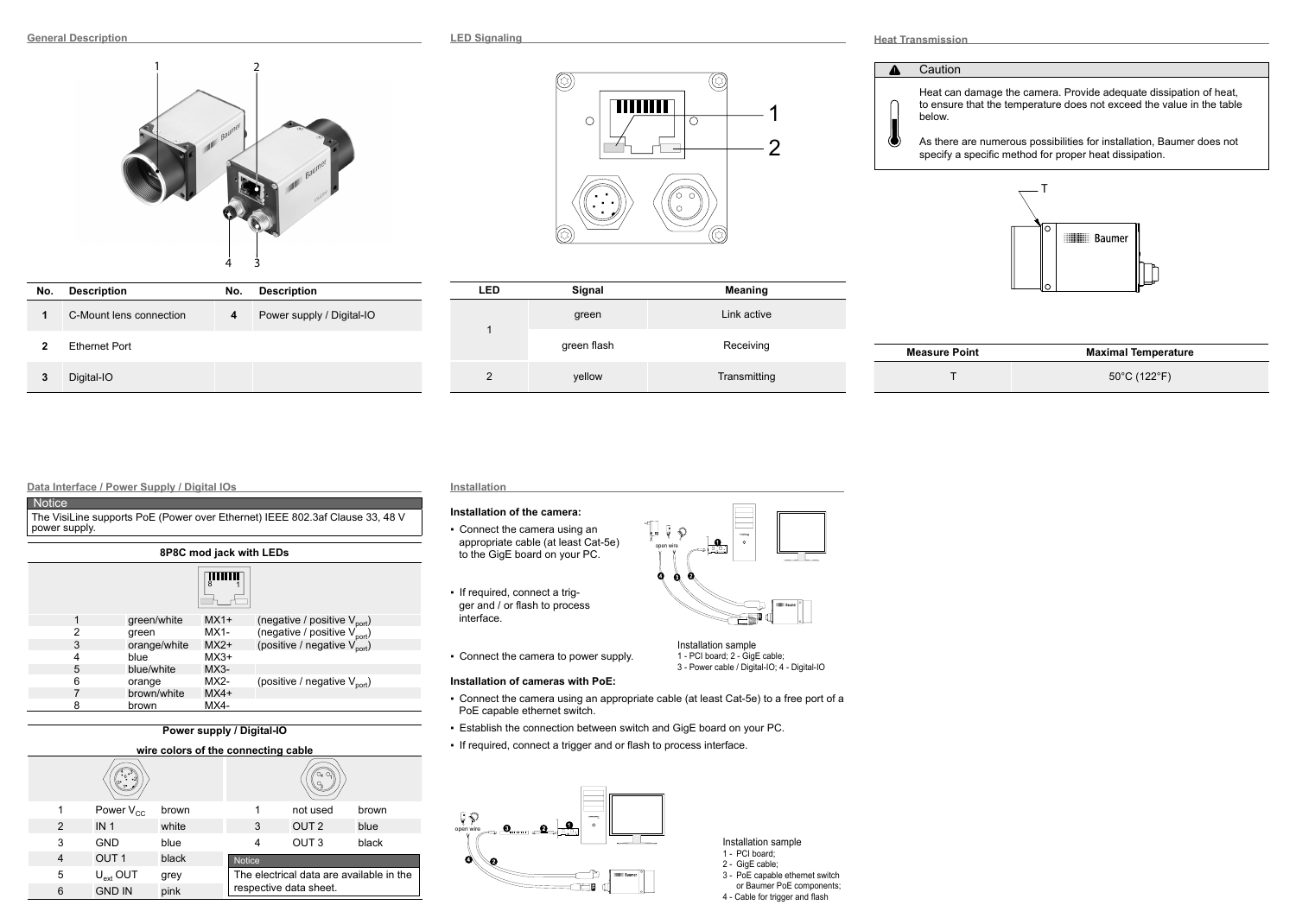## General Description

1 2

4 3

| No. | Description | No. | Description |
|---|---|---|---|
| 1 | C-Mount lens connection | 4 | Power supply / Digital-IO |
| 2 | Ethernet Port | | |
| 3 | Digital-IO | | |

## LED Signaling

1

2

| LED | Signal | Meaning |
|---|---|---|
| 1 | green | Link active |
| | green flash | Receiving |
| 2 | yellow | Transmitting |

## Heat Transmission

**Caution**

Heat can damage the camera. Provide adequate dissipation of heat, to ensure that the temperature does not exceed the value in the table below.

As there are numerous possibilities for installation, Baumer does not specify a specific method for proper heat dissipation.

T

| Measure Point | Maximal Temperature |
|---|---|
| T | 50°C (122°F) |

## Data Interface / Power Supply / Digital IOs

**Notice**

The VisiLine supports PoE (Power over Ethernet) IEEE 802.3af Clause 33, 48 V power supply.

**8P8C mod jack with LEDs**

8 1

| | | | |
|---|---|---|---|
| 1 | green/white | MX1+ | (negative / positive $V_{port}$) |
| 2 | green | MX1- | (negative / positive $V_{port}$) |
| 3 | orange/white | MX2+ | (positive / negative $V_{port}$) |
| 4 | blue | MX3+ | |
| 5 | blue/white | MX3- | |
| 6 | orange | MX2- | (positive / negative $V_{port}$) |
| 7 | brown/white | MX4+ | |
| 8 | brown | MX4- | |

**Power supply / Digital-IO**

**wire colors of the connecting cable**

| | | |
|---|---|---|
| 1 | Power $V_{CC}$ | brown |
| 2 | IN 1 | white |
| 3 | GND | blue |
| 4 | OUT 1 | black |
| 5 | $U_{ext}$ OUT | grey |
| 6 | GND IN | pink |

| | | |
|---|---|---|
| 1 | not used | brown |
| 3 | OUT 2 | blue |
| 4 | OUT 3 | black |

**Notice**

The electrical data are available in the respective data sheet.

## Installation

### Installation of the camera:

- Connect the camera using an appropriate cable (at least Cat-5e) to the GigE board on your PC.
- If required, connect a trigger and / or flash to process interface.
- Connect the camera to power supply.

open wire

Installation sample
1 - PCI board; 2 - GigE cable;
3 - Power cable / Digital-IO; 4 - Digital-IO

### Installation of cameras with PoE:

- Connect the camera using an appropriate cable (at least Cat-5e) to a free port of a PoE capable ethernet switch.
- Establish the connection between switch and GigE board on your PC.
- If required, connect a trigger and or flash to process interface.

open wire

Installation sample
1 - PCI board;
2 - GigE cable;
3 - PoE capable ethernet switch or Baumer PoE components;
4 - Cable for trigger and flash